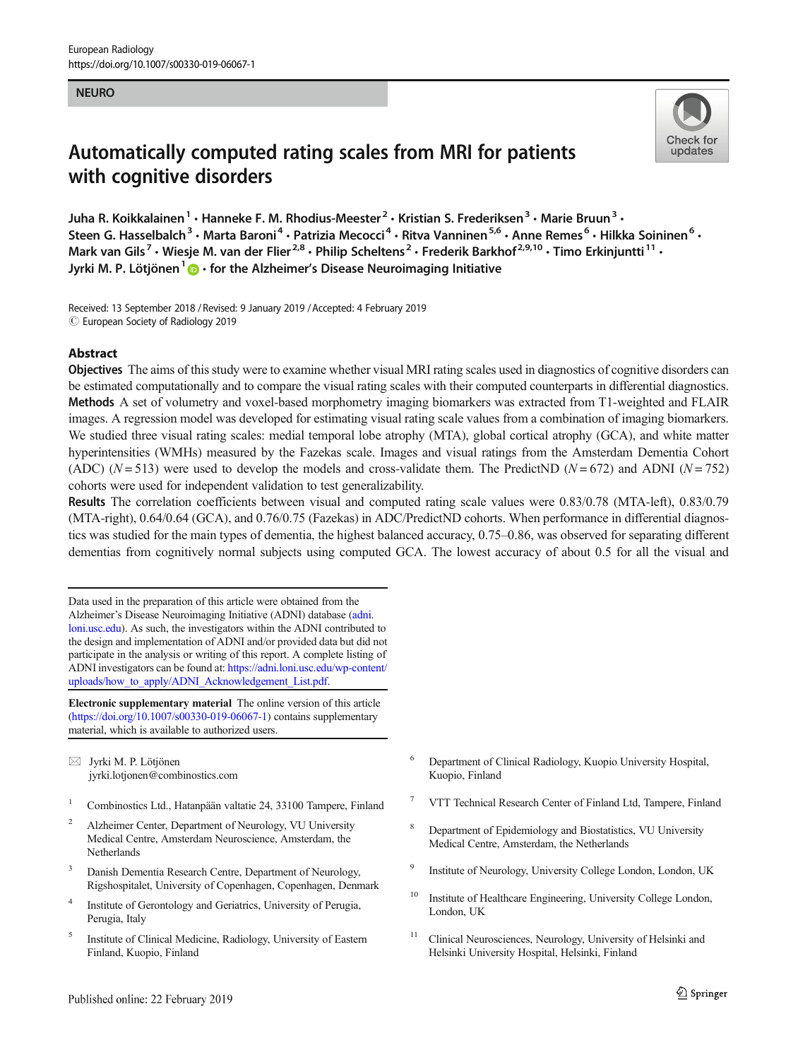NEURO

# Automatically computed rating scales from MRI for patients with cognitive disorders

Juha R. Koikkalainen[1] · Hanneke F. M. Rhodius-Meester[2] · Kristian S. Frederiksen[3] · Marie Bruun[3] · Steen G. Hasselbalch[3] · Marta Baroni[4] · Patrizia Mecocci[4] · Ritva Vanninen[5,6] · Anne Remes[6] · Hilkka Soininen[6] · Mark van Gils[7] · Wiesje M. van der Flier[2,8] · Philip Scheltens[2] · Frederik Barkhof[2,9,10] · Timo Erkinjuntti[11] · Jyrki M. P. Lötjönen[1] · for the Alzheimer's Disease Neuroimaging Initiative

Received: 13 September 2018 / Revised: 9 January 2019 / Accepted: 4 February 2019
© European Society of Radiology 2019

## Abstract

**Objectives** The aims of this study were to examine whether visual MRI rating scales used in diagnostics of cognitive disorders can be estimated computationally and to compare the visual rating scales with their computed counterparts in differential diagnostics.

**Methods** A set of volumetry and voxel-based morphometry imaging biomarkers was extracted from T1-weighted and FLAIR images. A regression model was developed for estimating visual rating scale values from a combination of imaging biomarkers. We studied three visual rating scales: medial temporal lobe atrophy (MTA), global cortical atrophy (GCA), and white matter hyperintensities (WMHs) measured by the Fazekas scale. Images and visual ratings from the Amsterdam Dementia Cohort (ADC) ($N = 513$) were used to develop the models and cross-validate them. The PredictND ($N = 672$) and ADNI ($N = 752$) cohorts were used for independent validation to test generalizability.

**Results** The correlation coefficients between visual and computed rating scale values were 0.83/0.78 (MTA-left), 0.83/0.79 (MTA-right), 0.64/0.64 (GCA), and 0.76/0.75 (Fazekas) in ADC/PredictND cohorts. When performance in differential diagnostics was studied for the main types of dementia, the highest balanced accuracy, 0.75–0.86, was observed for separating different dementias from cognitively normal subjects using computed GCA. The lowest accuracy of about 0.5 for all the visual and

---

Data used in the preparation of this article were obtained from the Alzheimer's Disease Neuroimaging Initiative (ADNI) database (adni.loni.usc.edu). As such, the investigators within the ADNI contributed to the design and implementation of ADNI and/or provided data but did not participate in the analysis or writing of this report. A complete listing of ADNI investigators can be found at: https://adni.loni.usc.edu/wp-content/uploads/how_to_apply/ADNI_Acknowledgement_List.pdf.

**Electronic supplementary material** The online version of this article (https://doi.org/10.1007/s00330-019-06067-1) contains supplementary material, which is available to authorized users.

✉ Jyrki M. P. Lötjönen
jyrki.lotjonen@combinostics.com

[1] Combinostics Ltd., Hatanpään valtatie 24, 33100 Tampere, Finland

[2] Alzheimer Center, Department of Neurology, VU University Medical Centre, Amsterdam Neuroscience, Amsterdam, the Netherlands

[3] Danish Dementia Research Centre, Department of Neurology, Rigshospitalet, University of Copenhagen, Copenhagen, Denmark

[4] Institute of Gerontology and Geriatrics, University of Perugia, Perugia, Italy

[5] Institute of Clinical Medicine, Radiology, University of Eastern Finland, Kuopio, Finland

[6] Department of Clinical Radiology, Kuopio University Hospital, Kuopio, Finland

[7] VTT Technical Research Center of Finland Ltd, Tampere, Finland

[8] Department of Epidemiology and Biostatistics, VU University Medical Centre, Amsterdam, the Netherlands

[9] Institute of Neurology, University College London, London, UK

[10] Institute of Healthcare Engineering, University College London, London, UK

[11] Clinical Neurosciences, Neurology, University of Helsinki and Helsinki University Hospital, Helsinki, Finland

Published online: 22 February 2019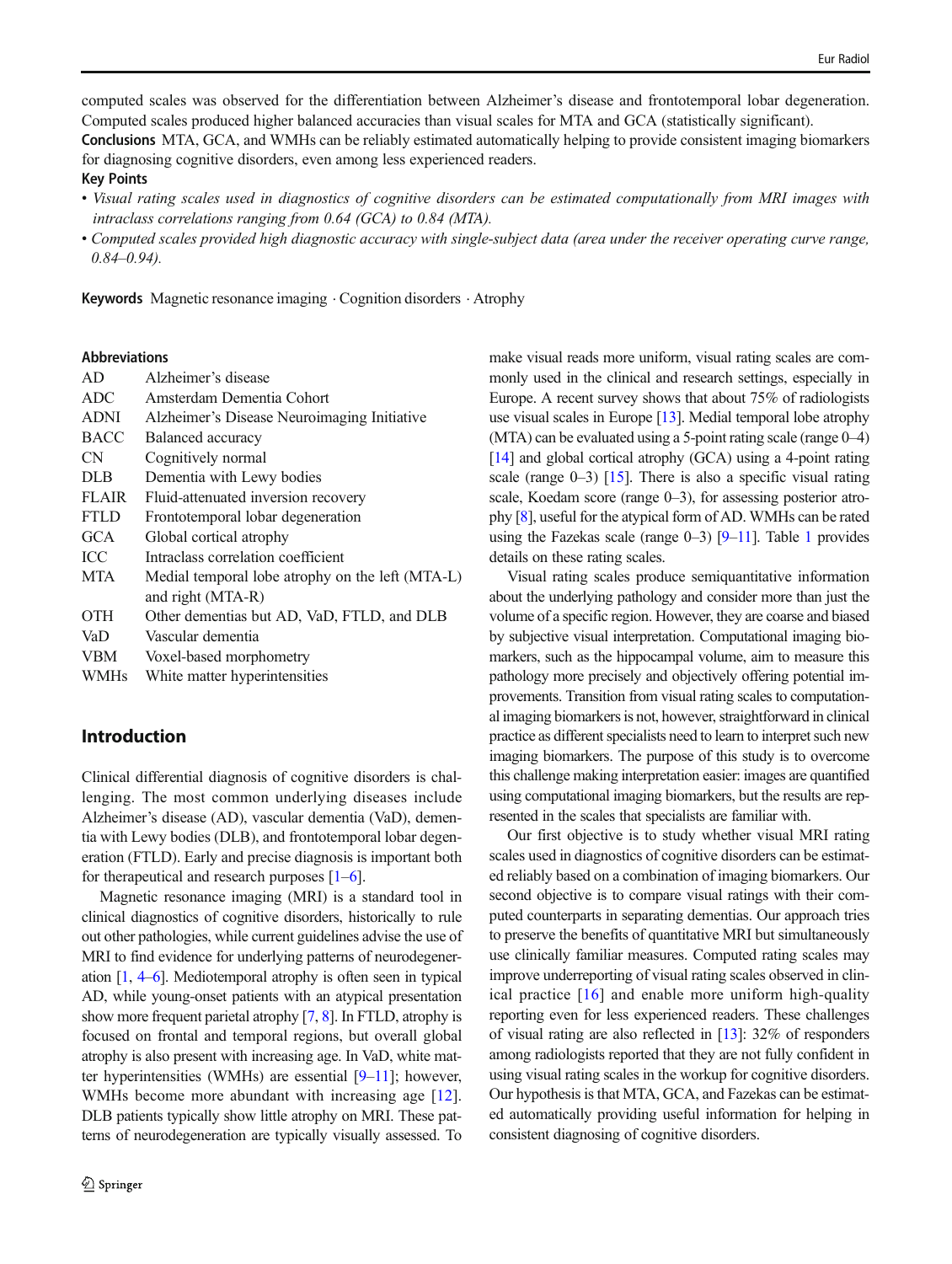computed scales was observed for the differentiation between Alzheimer's disease and frontotemporal lobar degeneration. Computed scales produced higher balanced accuracies than visual scales for MTA and GCA (statistically significant).

**Conclusions** MTA, GCA, and WMHs can be reliably estimated automatically helping to provide consistent imaging biomarkers for diagnosing cognitive disorders, even among less experienced readers.

**Key Points**

- *Visual rating scales used in diagnostics of cognitive disorders can be estimated computationally from MRI images with intraclass correlations ranging from 0.64 (GCA) to 0.84 (MTA).*
- *Computed scales provided high diagnostic accuracy with single-subject data (area under the receiver operating curve range, 0.84–0.94).*

**Keywords** Magnetic resonance imaging · Cognition disorders · Atrophy

**Abbreviations**

| | |
|---|---|
| AD | Alzheimer's disease |
| ADC | Amsterdam Dementia Cohort |
| ADNI | Alzheimer's Disease Neuroimaging Initiative |
| BACC | Balanced accuracy |
| CN | Cognitively normal |
| DLB | Dementia with Lewy bodies |
| FLAIR | Fluid-attenuated inversion recovery |
| FTLD | Frontotemporal lobar degeneration |
| GCA | Global cortical atrophy |
| ICC | Intraclass correlation coefficient |
| MTA | Medial temporal lobe atrophy on the left (MTA-L) and right (MTA-R) |
| OTH | Other dementias but AD, VaD, FTLD, and DLB |
| VaD | Vascular dementia |
| VBM | Voxel-based morphometry |
| WMHs | White matter hyperintensities |

## Introduction

Clinical differential diagnosis of cognitive disorders is challenging. The most common underlying diseases include Alzheimer's disease (AD), vascular dementia (VaD), dementia with Lewy bodies (DLB), and frontotemporal lobar degeneration (FTLD). Early and precise diagnosis is important both for therapeutical and research purposes [1–6].

Magnetic resonance imaging (MRI) is a standard tool in clinical diagnostics of cognitive disorders, historically to rule out other pathologies, while current guidelines advise the use of MRI to find evidence for underlying patterns of neurodegeneration [1, 4–6]. Mediotemporal atrophy is often seen in typical AD, while young-onset patients with an atypical presentation show more frequent parietal atrophy [7, 8]. In FTLD, atrophy is focused on frontal and temporal regions, but overall global atrophy is also present with increasing age. In VaD, white matter hyperintensities (WMHs) are essential [9–11]; however, WMHs become more abundant with increasing age [12]. DLB patients typically show little atrophy on MRI. These patterns of neurodegeneration are typically visually assessed. To make visual reads more uniform, visual rating scales are commonly used in the clinical and research settings, especially in Europe. A recent survey shows that about 75% of radiologists use visual scales in Europe [13]. Medial temporal lobe atrophy (MTA) can be evaluated using a 5-point rating scale (range 0–4) [14] and global cortical atrophy (GCA) using a 4-point rating scale (range 0–3) [15]. There is also a specific visual rating scale, Koedam score (range 0–3), for assessing posterior atrophy [8], useful for the atypical form of AD. WMHs can be rated using the Fazekas scale (range 0–3) [9–11]. Table 1 provides details on these rating scales.

Visual rating scales produce semiquantitative information about the underlying pathology and consider more than just the volume of a specific region. However, they are coarse and biased by subjective visual interpretation. Computational imaging biomarkers, such as the hippocampal volume, aim to measure this pathology more precisely and objectively offering potential improvements. Transition from visual rating scales to computational imaging biomarkers is not, however, straightforward in clinical practice as different specialists need to learn to interpret such new imaging biomarkers. The purpose of this study is to overcome this challenge making interpretation easier: images are quantified using computational imaging biomarkers, but the results are represented in the scales that specialists are familiar with.

Our first objective is to study whether visual MRI rating scales used in diagnostics of cognitive disorders can be estimated reliably based on a combination of imaging biomarkers. Our second objective is to compare visual ratings with their computed counterparts in separating dementias. Our approach tries to preserve the benefits of quantitative MRI but simultaneously use clinically familiar measures. Computed rating scales may improve underreporting of visual rating scales observed in clinical practice [16] and enable more uniform high-quality reporting even for less experienced readers. These challenges of visual rating are also reflected in [13]: 32% of responders among radiologists reported that they are not fully confident in using visual rating scales in the workup for cognitive disorders. Our hypothesis is that MTA, GCA, and Fazekas can be estimated automatically providing useful information for helping in consistent diagnosing of cognitive disorders.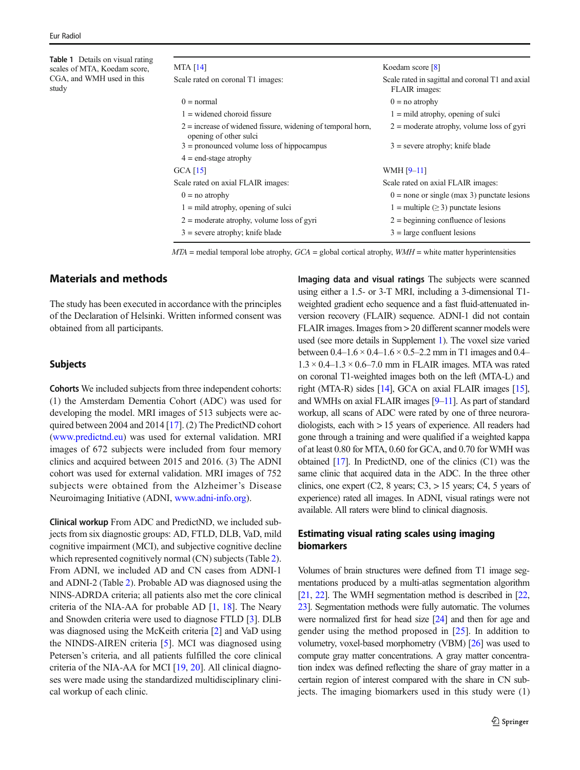**Table 1** Details on visual rating scales of MTA, Koedam score, CGA, and WMH used in this study

| MTA [14] | Koedam score [8] |
|---|---|
| Scale rated on coronal T1 images: | Scale rated in sagittal and coronal T1 and axial FLAIR images: |
| 0 = normal | 0 = no atrophy |
| 1 = widened choroid fissure | 1 = mild atrophy, opening of sulci |
| 2 = increase of widened fissure, widening of temporal horn, opening of other sulci | 2 = moderate atrophy, volume loss of gyri |
| 3 = pronounced volume loss of hippocampus | 3 = severe atrophy; knife blade |
| 4 = end-stage atrophy | |
| GCA [15] | WMH [9–11] |
| Scale rated on axial FLAIR images: | Scale rated on axial FLAIR images: |
| 0 = no atrophy | 0 = none or single (max 3) punctate lesions |
| 1 = mild atrophy, opening of sulci | 1 = multiple (≥ 3) punctate lesions |
| 2 = moderate atrophy, volume loss of gyri | 2 = beginning confluence of lesions |
| 3 = severe atrophy; knife blade | 3 = large confluent lesions |

*MTA* = medial temporal lobe atrophy, *GCA* = global cortical atrophy, *WMH* = white matter hyperintensities

## Materials and methods

The study has been executed in accordance with the principles of the Declaration of Helsinki. Written informed consent was obtained from all participants.

### Subjects

**Cohorts** We included subjects from three independent cohorts: (1) the Amsterdam Dementia Cohort (ADC) was used for developing the model. MRI images of 513 subjects were acquired between 2004 and 2014 [17]. (2) The PredictND cohort (www.predictnd.eu) was used for external validation. MRI images of 672 subjects were included from four memory clinics and acquired between 2015 and 2016. (3) The ADNI cohort was used for external validation. MRI images of 752 subjects were obtained from the Alzheimer's Disease Neuroimaging Initiative (ADNI, www.adni-info.org).

**Clinical workup** From ADC and PredictND, we included subjects from six diagnostic groups: AD, FTLD, DLB, VaD, mild cognitive impairment (MCI), and subjective cognitive decline which represented cognitively normal (CN) subjects (Table 2). From ADNI, we included AD and CN cases from ADNI-1 and ADNI-2 (Table 2). Probable AD was diagnosed using the NINS-ADRDA criteria; all patients also met the core clinical criteria of the NIA-AA for probable AD [1, 18]. The Neary and Snowden criteria were used to diagnose FTLD [3]. DLB was diagnosed using the McKeith criteria [2] and VaD using the NINDS-AIREN criteria [5]. MCI was diagnosed using Petersen's criteria, and all patients fulfilled the core clinical criteria of the NIA-AA for MCI [19, 20]. All clinical diagnoses were made using the standardized multidisciplinary clinical workup of each clinic.

**Imaging data and visual ratings** The subjects were scanned using either a 1.5- or 3-T MRI, including a 3-dimensional T1-weighted gradient echo sequence and a fast fluid-attenuated inversion recovery (FLAIR) sequence. ADNI-1 did not contain FLAIR images. Images from > 20 different scanner models were used (see more details in Supplement 1). The voxel size varied between 0.4–1.6 × 0.4–1.6 × 0.5–2.2 mm in T1 images and 0.4–1.3 × 0.4–1.3 × 0.6–7.0 mm in FLAIR images. MTA was rated on coronal T1-weighted images both on the left (MTA-L) and right (MTA-R) sides [14], GCA on axial FLAIR images [15], and WMHs on axial FLAIR images [9–11]. As part of standard workup, all scans of ADC were rated by one of three neuroradiologists, each with > 15 years of experience. All readers had gone through a training and were qualified if a weighted kappa of at least 0.80 for MTA, 0.60 for GCA, and 0.70 for WMH was obtained [17]. In PredictND, one of the clinics (C1) was the same clinic that acquired data in the ADC. In the three other clinics, one expert (C2, 8 years; C3, > 15 years; C4, 5 years of experience) rated all images. In ADNI, visual ratings were not available. All raters were blind to clinical diagnosis.

### Estimating visual rating scales using imaging biomarkers

Volumes of brain structures were defined from T1 image segmentations produced by a multi-atlas segmentation algorithm [21, 22]. The WMH segmentation method is described in [22, 23]. Segmentation methods were fully automatic. The volumes were normalized first for head size [24] and then for age and gender using the method proposed in [25]. In addition to volumetry, voxel-based morphometry (VBM) [26] was used to compute gray matter concentrations. A gray matter concentration index was defined reflecting the share of gray matter in a certain region of interest compared with the share in CN subjects. The imaging biomarkers used in this study were (1)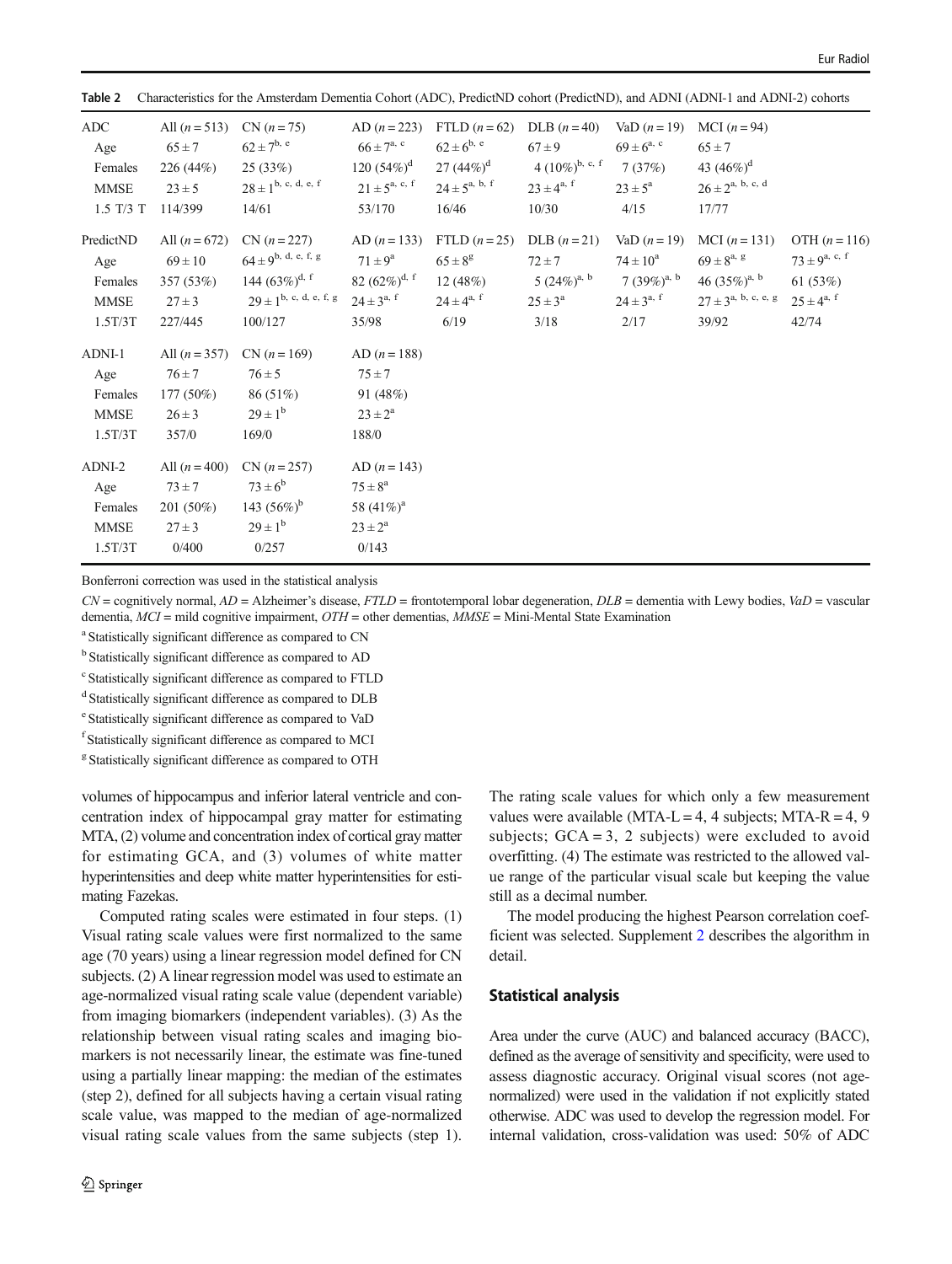**Table 2** Characteristics for the Amsterdam Dementia Cohort (ADC), PredictND cohort (PredictND), and ADNI (ADNI-1 and ADNI-2) cohorts

| ADC | All ($n = 513$) | CN ($n = 75$) | AD ($n = 223$) | FTLD ($n = 62$) | DLB ($n = 40$) | VaD ($n = 19$) | MCI ($n = 94$) | |
|---|---|---|---|---|---|---|---|---|
| Age | $65 \pm 7$ | $62 \pm 7^{b, e}$ | $66 \pm 7^{a, c}$ | $62 \pm 6^{b, e}$ | $67 \pm 9$ | $69 \pm 6^{a, c}$ | $65 \pm 7$ | |
| Females | 226 (44%) | 25 (33%) | 120 (54%)$^{d}$ | 27 (44%)$^{d}$ | 4 (10%)$^{b, c, f}$ | 7 (37%) | 43 (46%)$^{d}$ | |
| MMSE | $23 \pm 5$ | $28 \pm 1^{b, c, d, e, f}$ | $21 \pm 5^{a, c, f}$ | $24 \pm 5^{a, b, f}$ | $23 \pm 4^{a, f}$ | $23 \pm 5^{a}$ | $26 \pm 2^{a, b, c, d}$ | |
| 1.5 T/3 T | 114/399 | 14/61 | 53/170 | 16/46 | 10/30 | 4/15 | 17/77 | |
| **PredictND** | All ($n = 672$) | CN ($n = 227$) | AD ($n = 133$) | FTLD ($n = 25$) | DLB ($n = 21$) | VaD ($n = 19$) | MCI ($n = 131$) | OTH ($n = 116$) |
| Age | $69 \pm 10$ | $64 \pm 9^{b, d, e, f, g}$ | $71 \pm 9^{a}$ | $65 \pm 8^{g}$ | $72 \pm 7$ | $74 \pm 10^{a}$ | $69 \pm 8^{a, g}$ | $73 \pm 9^{a, c, f}$ |
| Females | 357 (53%) | 144 (63%)$^{d, f}$ | 82 (62%)$^{d, f}$ | 12 (48%) | 5 (24%)$^{a, b}$ | 7 (39%)$^{a, b}$ | 46 (35%)$^{a, b}$ | 61 (53%) |
| MMSE | $27 \pm 3$ | $29 \pm 1^{b, c, d, e, f, g}$ | $24 \pm 3^{a, f}$ | $24 \pm 4^{a, f}$ | $25 \pm 3^{a}$ | $24 \pm 3^{a, f}$ | $27 \pm 3^{a, b, c, e, g}$ | $25 \pm 4^{a, f}$ |
| 1.5T/3T | 227/445 | 100/127 | 35/98 | 6/19 | 3/18 | 2/17 | 39/92 | 42/74 |
| **ADNI-1** | All ($n = 357$) | CN ($n = 169$) | AD ($n = 188$) | | | | | |
| Age | $76 \pm 7$ | $76 \pm 5$ | $75 \pm 7$ | | | | | |
| Females | 177 (50%) | 86 (51%) | 91 (48%) | | | | | |
| MMSE | $26 \pm 3$ | $29 \pm 1^{b}$ | $23 \pm 2^{a}$ | | | | | |
| 1.5T/3T | 357/0 | 169/0 | 188/0 | | | | | |
| **ADNI-2** | All ($n = 400$) | CN ($n = 257$) | AD ($n = 143$) | | | | | |
| Age | $73 \pm 7$ | $73 \pm 6^{b}$ | $75 \pm 8^{a}$ | | | | | |
| Females | 201 (50%) | 143 (56%)$^{b}$ | 58 (41%)$^{a}$ | | | | | |
| MMSE | $27 \pm 3$ | $29 \pm 1^{b}$ | $23 \pm 2^{a}$ | | | | | |
| 1.5T/3T | 0/400 | 0/257 | 0/143 | | | | | |

Bonferroni correction was used in the statistical analysis

*CN* = cognitively normal, *AD* = Alzheimer's disease, *FTLD* = frontotemporal lobar degeneration, *DLB* = dementia with Lewy bodies, *VaD* = vascular dementia, *MCI* = mild cognitive impairment, *OTH* = other dementias, *MMSE* = Mini-Mental State Examination

[a] Statistically significant difference as compared to CN

[b] Statistically significant difference as compared to AD

[c] Statistically significant difference as compared to FTLD

[d] Statistically significant difference as compared to DLB

[e] Statistically significant difference as compared to VaD

[f] Statistically significant difference as compared to MCI

[g] Statistically significant difference as compared to OTH

volumes of hippocampus and inferior lateral ventricle and concentration index of hippocampal gray matter for estimating MTA, (2) volume and concentration index of cortical gray matter for estimating GCA, and (3) volumes of white matter hyperintensities and deep white matter hyperintensities for estimating Fazekas.

Computed rating scales were estimated in four steps. (1) Visual rating scale values were first normalized to the same age (70 years) using a linear regression model defined for CN subjects. (2) A linear regression model was used to estimate an age-normalized visual rating scale value (dependent variable) from imaging biomarkers (independent variables). (3) As the relationship between visual rating scales and imaging biomarkers is not necessarily linear, the estimate was fine-tuned using a partially linear mapping: the median of the estimates (step 2), defined for all subjects having a certain visual rating scale value, was mapped to the median of age-normalized visual rating scale values from the same subjects (step 1). The rating scale values for which only a few measurement values were available (MTA-L = 4, 4 subjects; MTA-R = 4, 9 subjects; GCA = 3, 2 subjects) were excluded to avoid overfitting. (4) The estimate was restricted to the allowed value range of the particular visual scale but keeping the value still as a decimal number.

The model producing the highest Pearson correlation coefficient was selected. Supplement 2 describes the algorithm in detail.

## Statistical analysis

Area under the curve (AUC) and balanced accuracy (BACC), defined as the average of sensitivity and specificity, were used to assess diagnostic accuracy. Original visual scores (not age-normalized) were used in the validation if not explicitly stated otherwise. ADC was used to develop the regression model. For internal validation, cross-validation was used: 50% of ADC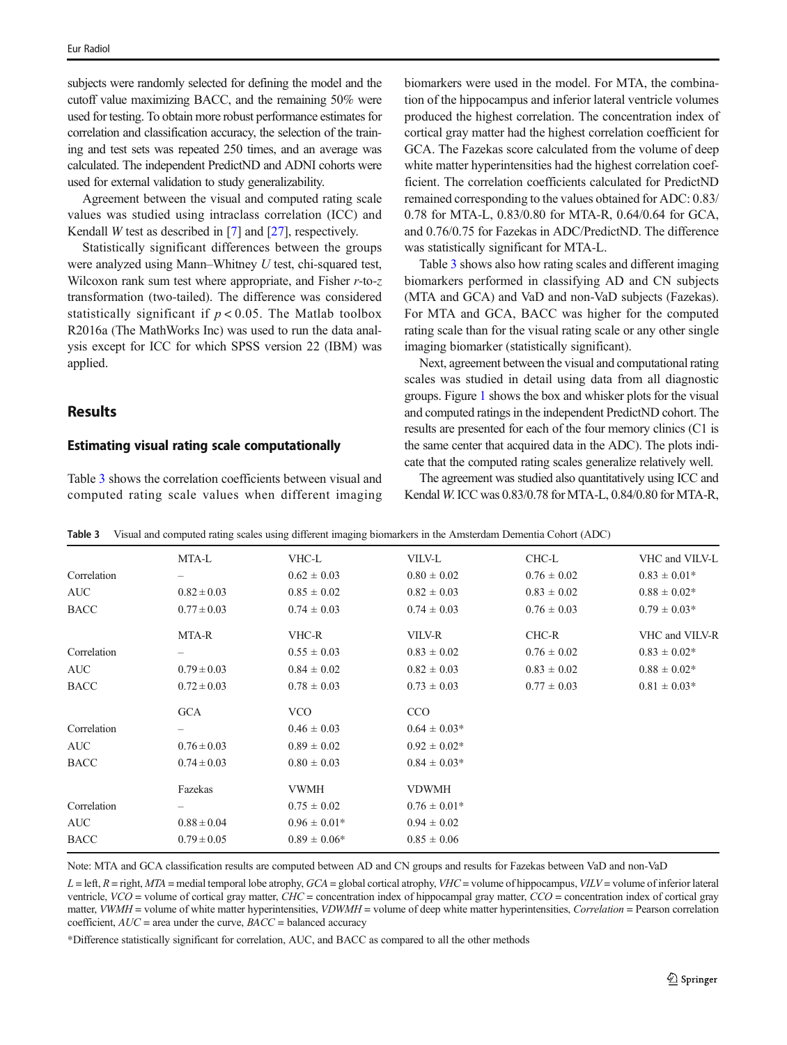subjects were randomly selected for defining the model and the cutoff value maximizing BACC, and the remaining 50% were used for testing. To obtain more robust performance estimates for correlation and classification accuracy, the selection of the training and test sets was repeated 250 times, and an average was calculated. The independent PredictND and ADNI cohorts were used for external validation to study generalizability.

Agreement between the visual and computed rating scale values was studied using intraclass correlation (ICC) and Kendall *W* test as described in [7] and [27], respectively.

Statistically significant differences between the groups were analyzed using Mann–Whitney *U* test, chi-squared test, Wilcoxon rank sum test where appropriate, and Fisher *r*-to-*z* transformation (two-tailed). The difference was considered statistically significant if $p < 0.05$. The Matlab toolbox R2016a (The MathWorks Inc) was used to run the data analysis except for ICC for which SPSS version 22 (IBM) was applied.

## Results

### Estimating visual rating scale computationally

Table 3 shows the correlation coefficients between visual and computed rating scale values when different imaging biomarkers were used in the model. For MTA, the combination of the hippocampus and inferior lateral ventricle volumes produced the highest correlation. The concentration index of cortical gray matter had the highest correlation coefficient for GCA. The Fazekas score calculated from the volume of deep white matter hyperintensities had the highest correlation coefficient. The correlation coefficients calculated for PredictND remained corresponding to the values obtained for ADC: 0.83/0.78 for MTA-L, 0.83/0.80 for MTA-R, 0.64/0.64 for GCA, and 0.76/0.75 for Fazekas in ADC/PredictND. The difference was statistically significant for MTA-L.

Table 3 shows also how rating scales and different imaging biomarkers performed in classifying AD and CN subjects (MTA and GCA) and VaD and non-VaD subjects (Fazekas). For MTA and GCA, BACC was higher for the computed rating scale than for the visual rating scale or any other single imaging biomarker (statistically significant).

Next, agreement between the visual and computational rating scales was studied in detail using data from all diagnostic groups. Figure 1 shows the box and whisker plots for the visual and computed ratings in the independent PredictND cohort. The results are presented for each of the four memory clinics (C1 is the same center that acquired data in the ADC). The plots indicate that the computed rating scales generalize relatively well.

The agreement was studied also quantitatively using ICC and Kendal *W*. ICC was 0.83/0.78 for MTA-L, 0.84/0.80 for MTA-R,

**Table 3** Visual and computed rating scales using different imaging biomarkers in the Amsterdam Dementia Cohort (ADC)

| | MTA-L | VHC-L | VILV-L | CHC-L | VHC and VILV-L |
|---|---|---|---|---|---|
| Correlation | – | 0.62 ± 0.03 | 0.80 ± 0.02 | 0.76 ± 0.02 | 0.83 ± 0.01* |
| AUC | 0.82 ± 0.03 | 0.85 ± 0.02 | 0.82 ± 0.03 | 0.83 ± 0.02 | 0.88 ± 0.02* |
| BACC | 0.77 ± 0.03 | 0.74 ± 0.03 | 0.74 ± 0.03 | 0.76 ± 0.03 | 0.79 ± 0.03* |
| | MTA-R | VHC-R | VILV-R | CHC-R | VHC and VILV-R |
| Correlation | – | 0.55 ± 0.03 | 0.83 ± 0.02 | 0.76 ± 0.02 | 0.83 ± 0.02* |
| AUC | 0.79 ± 0.03 | 0.84 ± 0.02 | 0.82 ± 0.03 | 0.83 ± 0.02 | 0.88 ± 0.02* |
| BACC | 0.72 ± 0.03 | 0.78 ± 0.03 | 0.73 ± 0.03 | 0.77 ± 0.03 | 0.81 ± 0.03* |
| | GCA | VCO | CCO | | |
| Correlation | – | 0.46 ± 0.03 | 0.64 ± 0.03* | | |
| AUC | 0.76 ± 0.03 | 0.89 ± 0.02 | 0.92 ± 0.02* | | |
| BACC | 0.74 ± 0.03 | 0.80 ± 0.03 | 0.84 ± 0.03* | | |
| | Fazekas | VWMH | VDWMH | | |
| Correlation | – | 0.75 ± 0.02 | 0.76 ± 0.01* | | |
| AUC | 0.88 ± 0.04 | 0.96 ± 0.01* | 0.94 ± 0.02 | | |
| BACC | 0.79 ± 0.05 | 0.89 ± 0.06* | 0.85 ± 0.06 | | |

Note: MTA and GCA classification results are computed between AD and CN groups and results for Fazekas between VaD and non-VaD

*L* = left, *R* = right, *MTA* = medial temporal lobe atrophy, *GCA* = global cortical atrophy, *VHC* = volume of hippocampus, *VILV* = volume of inferior lateral ventricle, *VCO* = volume of cortical gray matter, *CHC* = concentration index of hippocampal gray matter, *CCO* = concentration index of cortical gray matter, *VWMH* = volume of white matter hyperintensities, *VDWMH* = volume of deep white matter hyperintensities, *Correlation* = Pearson correlation coefficient, *AUC* = area under the curve, *BACC* = balanced accuracy

*Difference statistically significant for correlation, AUC, and BACC as compared to all the other methods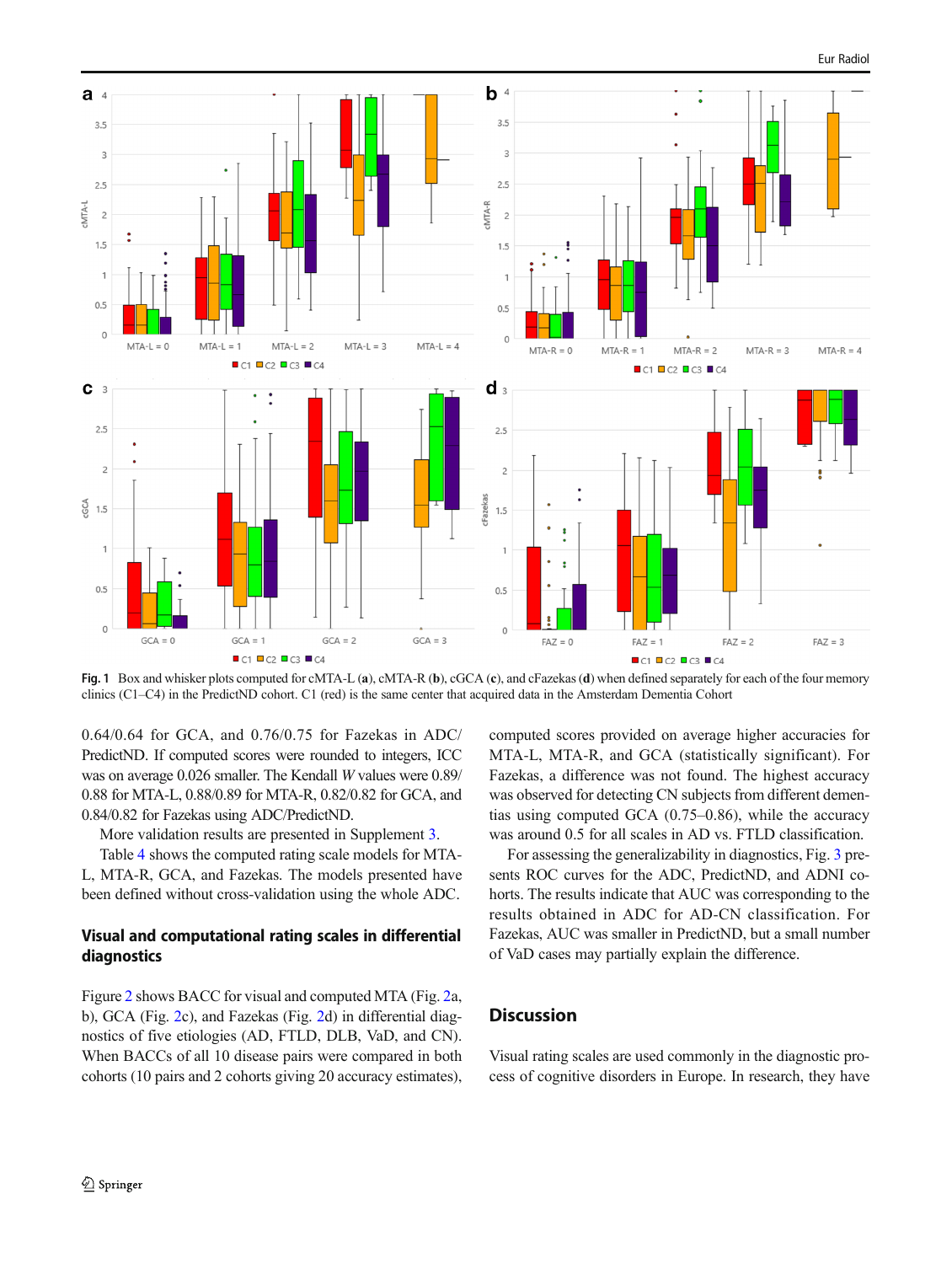Fig. 1 Box and whisker plots computed for cMTA-L (**a**), cMTA-R (**b**), cGCA (**c**), and cFazekas (**d**) when defined separately for each of the four memory clinics (C1–C4) in the PredictND cohort. C1 (red) is the same center that acquired data in the Amsterdam Dementia Cohort

0.64/0.64 for GCA, and 0.76/0.75 for Fazekas in ADC/PredictND. If computed scores were rounded to integers, ICC was on average 0.026 smaller. The Kendall $W$ values were 0.89/0.88 for MTA-L, 0.88/0.89 for MTA-R, 0.82/0.82 for GCA, and 0.84/0.82 for Fazekas using ADC/PredictND.

More validation results are presented in Supplement 3.

Table 4 shows the computed rating scale models for MTA-L, MTA-R, GCA, and Fazekas. The models presented have been defined without cross-validation using the whole ADC.

## Visual and computational rating scales in differential diagnostics

Figure 2 shows BACC for visual and computed MTA (Fig. 2a, b), GCA (Fig. 2c), and Fazekas (Fig. 2d) in differential diagnostics of five etiologies (AD, FTLD, DLB, VaD, and CN). When BACCs of all 10 disease pairs were compared in both cohorts (10 pairs and 2 cohorts giving 20 accuracy estimates), computed scores provided on average higher accuracies for MTA-L, MTA-R, and GCA (statistically significant). For Fazekas, a difference was not found. The highest accuracy was observed for detecting CN subjects from different dementias using computed GCA (0.75–0.86), while the accuracy was around 0.5 for all scales in AD vs. FTLD classification.

For assessing the generalizability in diagnostics, Fig. 3 presents ROC curves for the ADC, PredictND, and ADNI cohorts. The results indicate that AUC was corresponding to the results obtained in ADC for AD-CN classification. For Fazekas, AUC was smaller in PredictND, but a small number of VaD cases may partially explain the difference.

## Discussion

Visual rating scales are used commonly in the diagnostic process of cognitive disorders in Europe. In research, they have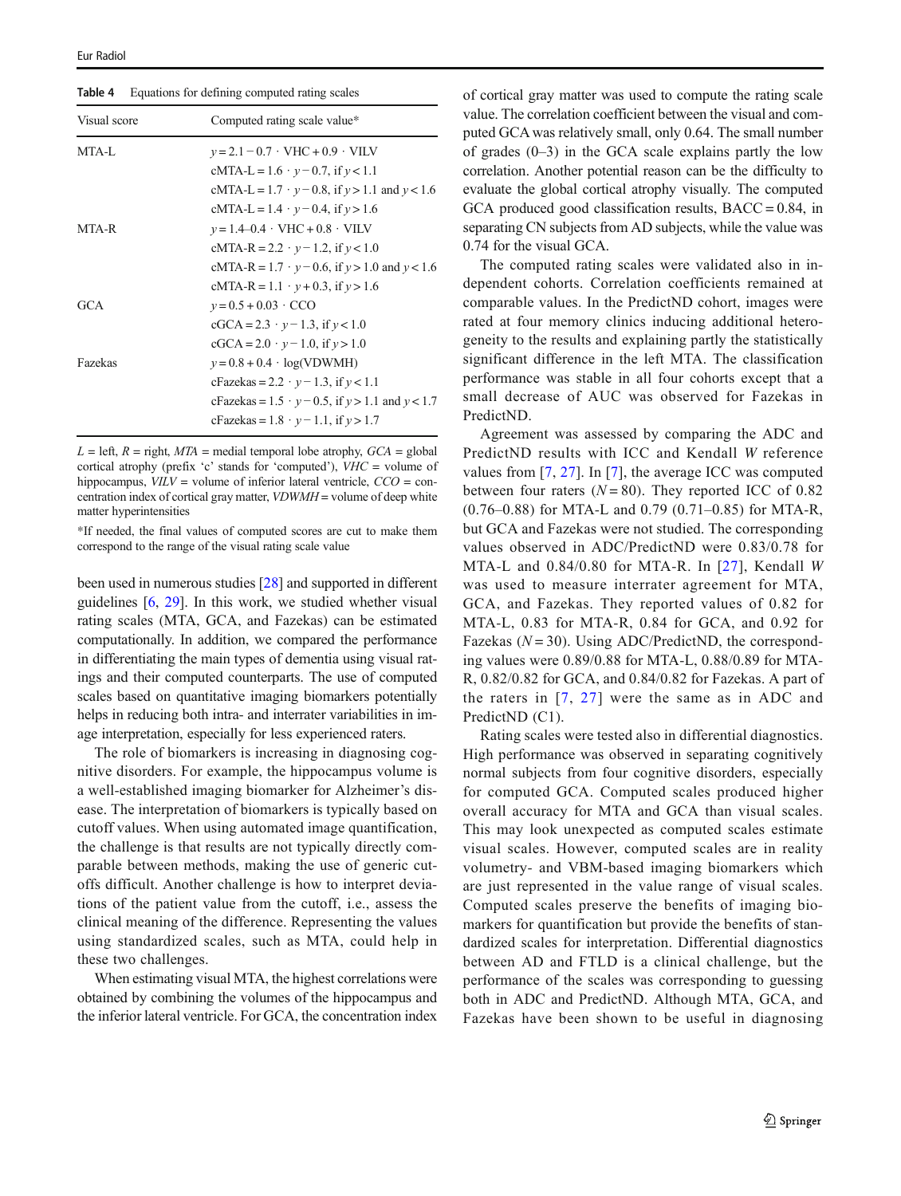**Table 4** Equations for defining computed rating scales

| Visual score | Computed rating scale value* |
|---|---|
| MTA-L | $y = 2.1 - 0.7 \cdot \text{VHC} + 0.9 \cdot \text{VILV}$ |
| | $\text{cMTA-L} = 1.6 \cdot y - 0.7$, if $y < 1.1$ |
| | $\text{cMTA-L} = 1.7 \cdot y - 0.8$, if $y > 1.1$ and $y < 1.6$ |
| | $\text{cMTA-L} = 1.4 \cdot y - 0.4$, if $y > 1.6$ |
| MTA-R | $y = 1.4 – 0.4 \cdot \text{VHC} + 0.8 \cdot \text{VILV}$ |
| | $\text{cMTA-R} = 2.2 \cdot y - 1.2$, if $y < 1.0$ |
| | $\text{cMTA-R} = 1.7 \cdot y - 0.6$, if $y > 1.0$ and $y < 1.6$ |
| | $\text{cMTA-R} = 1.1 \cdot y + 0.3$, if $y > 1.6$ |
| GCA | $y = 0.5 + 0.03 \cdot \text{CCO}$ |
| | $\text{cGCA} = 2.3 \cdot y - 1.3$, if $y < 1.0$ |
| | $\text{cGCA} = 2.0 \cdot y - 1.0$, if $y > 1.0$ |
| Fazekas | $y = 0.8 + 0.4 \cdot \log(\text{VDWMH})$ |
| | $\text{cFazekas} = 2.2 \cdot y - 1.3$, if $y < 1.1$ |
| | $\text{cFazekas} = 1.5 \cdot y - 0.5$, if $y > 1.1$ and $y < 1.7$ |
| | $\text{cFazekas} = 1.8 \cdot y - 1.1$, if $y > 1.7$ |

*L* = left, *R* = right, *MTA* = medial temporal lobe atrophy, *GCA* = global cortical atrophy (prefix 'c' stands for 'computed'), *VHC* = volume of hippocampus, *VILV* = volume of inferior lateral ventricle, *CCO* = concentration index of cortical gray matter, *VDWMH* = volume of deep white matter hyperintensities

*If needed, the final values of computed scores are cut to make them correspond to the range of the visual rating scale value

been used in numerous studies [28] and supported in different guidelines [6, 29]. In this work, we studied whether visual rating scales (MTA, GCA, and Fazekas) can be estimated computationally. In addition, we compared the performance in differentiating the main types of dementia using visual ratings and their computed counterparts. The use of computed scales based on quantitative imaging biomarkers potentially helps in reducing both intra- and interrater variabilities in image interpretation, especially for less experienced raters.

The role of biomarkers is increasing in diagnosing cognitive disorders. For example, the hippocampus volume is a well-established imaging biomarker for Alzheimer's disease. The interpretation of biomarkers is typically based on cutoff values. When using automated image quantification, the challenge is that results are not typically directly comparable between methods, making the use of generic cutoffs difficult. Another challenge is how to interpret deviations of the patient value from the cutoff, i.e., assess the clinical meaning of the difference. Representing the values using standardized scales, such as MTA, could help in these two challenges.

When estimating visual MTA, the highest correlations were obtained by combining the volumes of the hippocampus and the inferior lateral ventricle. For GCA, the concentration index of cortical gray matter was used to compute the rating scale value. The correlation coefficient between the visual and computed GCA was relatively small, only 0.64. The small number of grades (0–3) in the GCA scale explains partly the low correlation. Another potential reason can be the difficulty to evaluate the global cortical atrophy visually. The computed GCA produced good classification results, BACC = 0.84, in separating CN subjects from AD subjects, while the value was 0.74 for the visual GCA.

The computed rating scales were validated also in independent cohorts. Correlation coefficients remained at comparable values. In the PredictND cohort, images were rated at four memory clinics inducing additional heterogeneity to the results and explaining partly the statistically significant difference in the left MTA. The classification performance was stable in all four cohorts except that a small decrease of AUC was observed for Fazekas in PredictND.

Agreement was assessed by comparing the ADC and PredictND results with ICC and Kendall *W* reference values from [7, 27]. In [7], the average ICC was computed between four raters ($N = 80$). They reported ICC of 0.82 (0.76–0.88) for MTA-L and 0.79 (0.71–0.85) for MTA-R, but GCA and Fazekas were not studied. The corresponding values observed in ADC/PredictND were 0.83/0.78 for MTA-L and 0.84/0.80 for MTA-R. In [27], Kendall *W* was used to measure interrater agreement for MTA, GCA, and Fazekas. They reported values of 0.82 for MTA-L, 0.83 for MTA-R, 0.84 for GCA, and 0.92 for Fazekas ($N = 30$). Using ADC/PredictND, the corresponding values were 0.89/0.88 for MTA-L, 0.88/0.89 for MTA-R, 0.82/0.82 for GCA, and 0.84/0.82 for Fazekas. A part of the raters in [7, 27] were the same as in ADC and PredictND (C1).

Rating scales were tested also in differential diagnostics. High performance was observed in separating cognitively normal subjects from four cognitive disorders, especially for computed GCA. Computed scales produced higher overall accuracy for MTA and GCA than visual scales. This may look unexpected as computed scales estimate visual scales. However, computed scales are in reality volumetry- and VBM-based imaging biomarkers which are just represented in the value range of visual scales. Computed scales preserve the benefits of imaging biomarkers for quantification but provide the benefits of standardized scales for interpretation. Differential diagnostics between AD and FTLD is a clinical challenge, but the performance of the scales was corresponding to guessing both in ADC and PredictND. Although MTA, GCA, and Fazekas have been shown to be useful in diagnosing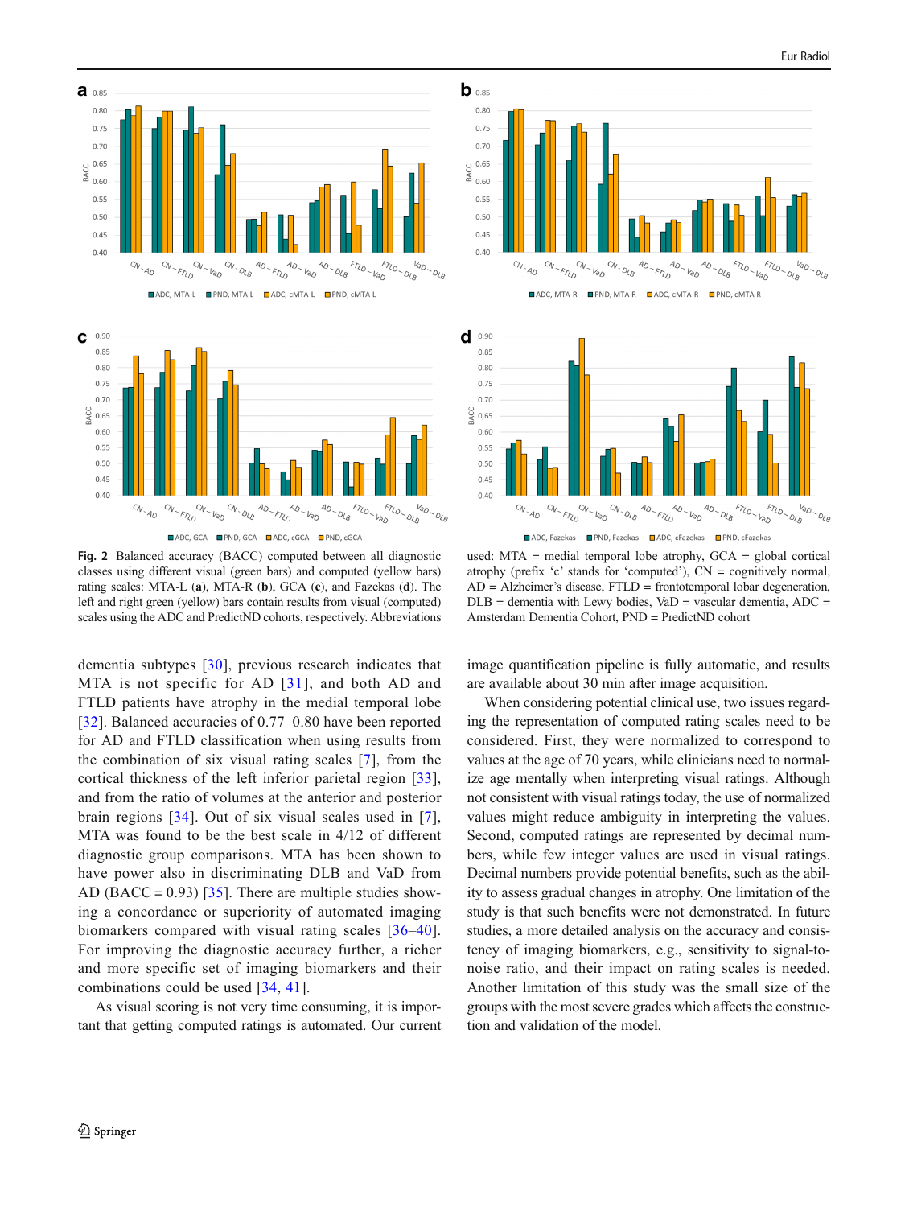**Fig. 2** Balanced accuracy (BACC) computed between all diagnostic classes using different visual (green bars) and computed (yellow bars) rating scales: MTA-L (**a**), MTA-R (**b**), GCA (**c**), and Fazekas (**d**). The left and right green (yellow) bars contain results from visual (computed) scales using the ADC and PredictND cohorts, respectively. Abbreviations used: MTA = medial temporal lobe atrophy, GCA = global cortical atrophy (prefix 'c' stands for 'computed'), CN = cognitively normal, AD = Alzheimer's disease, FTLD = frontotemporal lobar degeneration, DLB = dementia with Lewy bodies, VaD = vascular dementia, ADC = Amsterdam Dementia Cohort, PND = PredictND cohort

dementia subtypes [30], previous research indicates that MTA is not specific for AD [31], and both AD and FTLD patients have atrophy in the medial temporal lobe [32]. Balanced accuracies of 0.77–0.80 have been reported for AD and FTLD classification when using results from the combination of six visual rating scales [7], from the cortical thickness of the left inferior parietal region [33], and from the ratio of volumes at the anterior and posterior brain regions [34]. Out of six visual scales used in [7], MTA was found to be the best scale in 4/12 of different diagnostic group comparisons. MTA has been shown to have power also in discriminating DLB and VaD from AD (BACC = 0.93) [35]. There are multiple studies showing a concordance or superiority of automated imaging biomarkers compared with visual rating scales [36–40]. For improving the diagnostic accuracy further, a richer and more specific set of imaging biomarkers and their combinations could be used [34, 41].

As visual scoring is not very time consuming, it is important that getting computed ratings is automated. Our current image quantification pipeline is fully automatic, and results are available about 30 min after image acquisition.

When considering potential clinical use, two issues regarding the representation of computed rating scales need to be considered. First, they were normalized to correspond to values at the age of 70 years, while clinicians need to normalize age mentally when interpreting visual ratings. Although not consistent with visual ratings today, the use of normalized values might reduce ambiguity in interpreting the values. Second, computed ratings are represented by decimal numbers, while few integer values are used in visual ratings. Decimal numbers provide potential benefits, such as the ability to assess gradual changes in atrophy. One limitation of the study is that such benefits were not demonstrated. In future studies, a more detailed analysis on the accuracy and consistency of imaging biomarkers, e.g., sensitivity to signal-to-noise ratio, and their impact on rating scales is needed. Another limitation of this study was the small size of the groups with the most severe grades which affects the construction and validation of the model.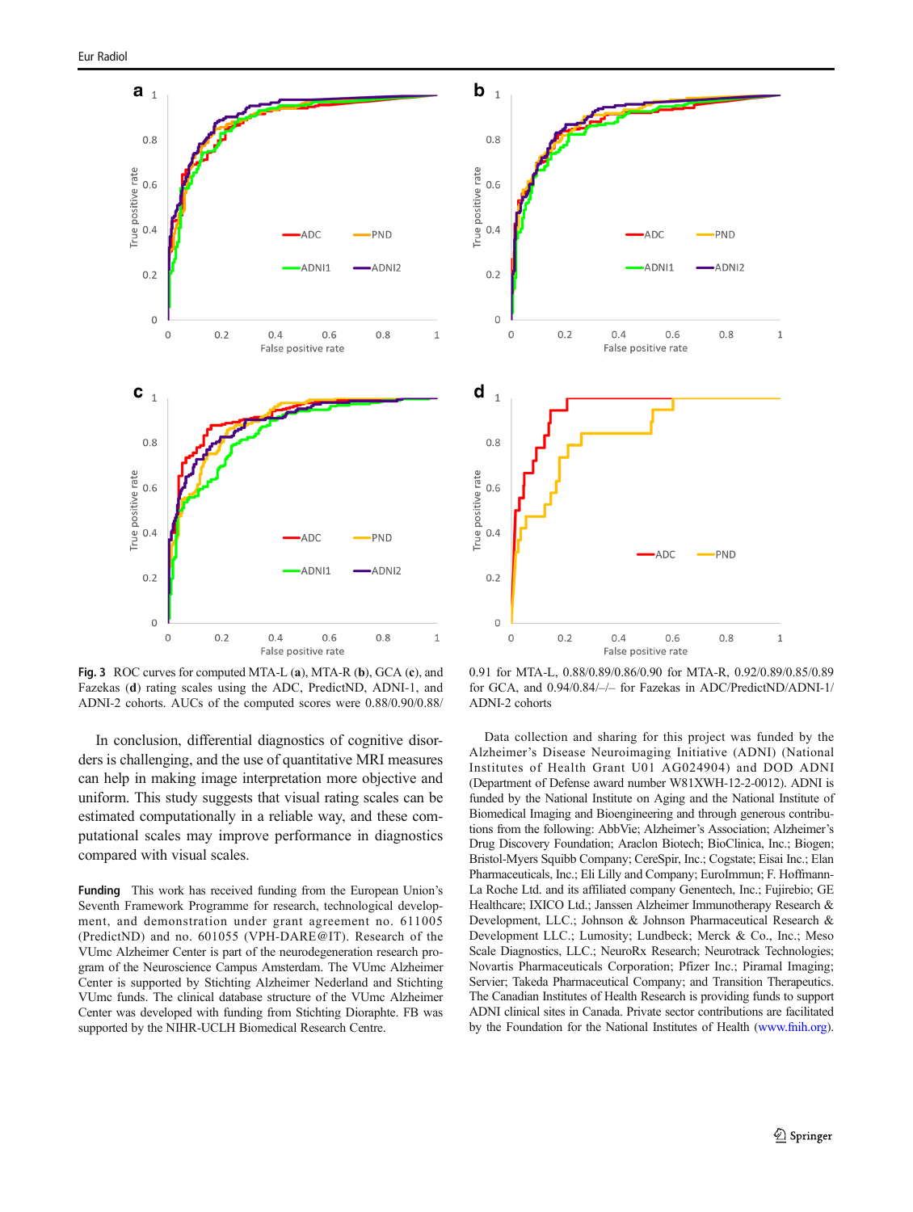**Fig. 3** ROC curves for computed MTA-L (**a**), MTA-R (**b**), GCA (**c**), and Fazekas (**d**) rating scales using the ADC, PredictND, ADNI-1, and ADNI-2 cohorts. AUCs of the computed scores were 0.88/0.90/0.88/0.91 for MTA-L, 0.88/0.89/0.86/0.90 for MTA-R, 0.92/0.89/0.85/0.89 for GCA, and 0.94/0.84/–/– for Fazekas in ADC/PredictND/ADNI-1/ADNI-2 cohorts

In conclusion, differential diagnostics of cognitive disorders is challenging, and the use of quantitative MRI measures can help in making image interpretation more objective and uniform. This study suggests that visual rating scales can be estimated computationally in a reliable way, and these computational scales may improve performance in diagnostics compared with visual scales.

**Funding** This work has received funding from the European Union's Seventh Framework Programme for research, technological development, and demonstration under grant agreement no. 611005 (PredictND) and no. 601055 (VPH-DARE@IT). Research of the VUmc Alzheimer Center is part of the neurodegeneration research program of the Neuroscience Campus Amsterdam. The VUmc Alzheimer Center is supported by Stichting Alzheimer Nederland and Stichting VUmc funds. The clinical database structure of the VUmc Alzheimer Center was developed with funding from Stichting Diorapthe. FB was supported by the NIHR-UCLH Biomedical Research Centre.

Data collection and sharing for this project was funded by the Alzheimer's Disease Neuroimaging Initiative (ADNI) (National Institutes of Health Grant U01 AG024904) and DOD ADNI (Department of Defense award number W81XWH-12-2-0012). ADNI is funded by the National Institute on Aging and the National Institute of Biomedical Imaging and Bioengineering and through generous contributions from the following: AbbVie; Alzheimer's Association; Alzheimer's Drug Discovery Foundation; Araclon Biotech; BioClinica, Inc.; Biogen; Bristol-Myers Squibb Company; CereSpir, Inc.; Cogstate; Eisai Inc.; Elan Pharmaceuticals, Inc.; Eli Lilly and Company; EuroImmun; F. Hoffmann-La Roche Ltd. and its affiliated company Genentech, Inc.; Fujirebio; GE Healthcare; IXICO Ltd.; Janssen Alzheimer Immunotherapy Research & Development, LLC.; Johnson & Johnson Pharmaceutical Research & Development LLC.; Lumosity; Lundbeck; Merck & Co., Inc.; Meso Scale Diagnostics, LLC.; NeuroRx Research; Neurotrack Technologies; Novartis Pharmaceuticals Corporation; Pfizer Inc.; Piramal Imaging; Servier; Takeda Pharmaceutical Company; and Transition Therapeutics. The Canadian Institutes of Health Research is providing funds to support ADNI clinical sites in Canada. Private sector contributions are facilitated by the Foundation for the National Institutes of Health (www.fnih.org).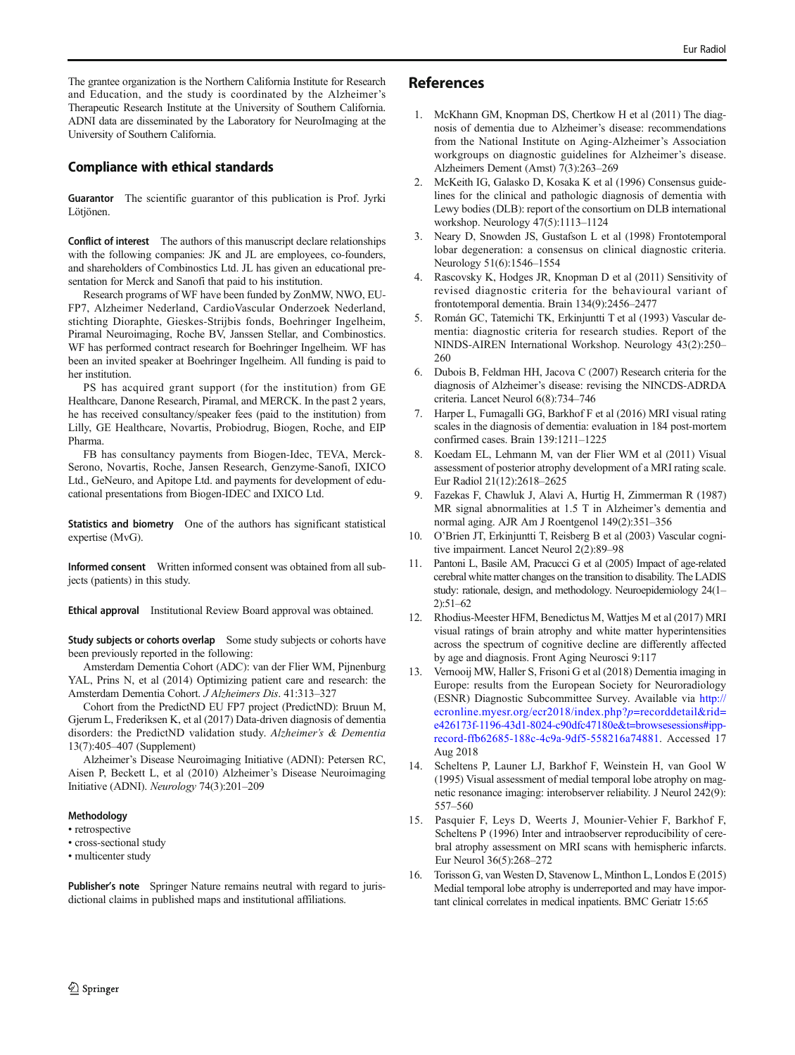The grantee organization is the Northern California Institute for Research and Education, and the study is coordinated by the Alzheimer's Therapeutic Research Institute at the University of Southern California. ADNI data are disseminated by the Laboratory for NeuroImaging at the University of Southern California.

## Compliance with ethical standards

**Guarantor** The scientific guarantor of this publication is Prof. Jyrki Lötjönen.

**Conflict of interest** The authors of this manuscript declare relationships with the following companies: JK and JL are employees, co-founders, and shareholders of Combinostics Ltd. JL has given an educational presentation for Merck and Sanofi that paid to his institution.

Research programs of WF have been funded by ZonMW, NWO, EU-FP7, Alzheimer Nederland, CardioVascular Onderzoek Nederland, stichting Dioraphte, Gieskes-Strijbis fonds, Boehringer Ingelheim, Piramal Neuroimaging, Roche BV, Janssen Stellar, and Combinostics. WF has performed contract research for Boehringer Ingelheim. WF has been an invited speaker at Boehringer Ingelheim. All funding is paid to her institution.

PS has acquired grant support (for the institution) from GE Healthcare, Danone Research, Piramal, and MERCK. In the past 2 years, he has received consultancy/speaker fees (paid to the institution) from Lilly, GE Healthcare, Novartis, Probiodrug, Biogen, Roche, and EIP Pharma.

FB has consultancy payments from Biogen-Idec, TEVA, Merck-Serono, Novartis, Roche, Jansen Research, Genzyme-Sanofi, IXICO Ltd., GeNeuro, and Apitope Ltd. and payments for development of educational presentations from Biogen-IDEC and IXICO Ltd.

**Statistics and biometry** One of the authors has significant statistical expertise (MvG).

**Informed consent** Written informed consent was obtained from all subjects (patients) in this study.

**Ethical approval** Institutional Review Board approval was obtained.

**Study subjects or cohorts overlap** Some study subjects or cohorts have been previously reported in the following:

Amsterdam Dementia Cohort (ADC): van der Flier WM, Pijnenburg YAL, Prins N, et al (2014) Optimizing patient care and research: the Amsterdam Dementia Cohort. *J Alzheimers Dis*. 41:313–327

Cohort from the PredictND EU FP7 project (PredictND): Bruun M, Gjerum L, Frederiksen K, et al (2017) Data-driven diagnosis of dementia disorders: the PredictND validation study. *Alzheimer's & Dementia* 13(7):405–407 (Supplement)

Alzheimer's Disease Neuroimaging Initiative (ADNI): Petersen RC, Aisen P, Beckett L, et al (2010) Alzheimer's Disease Neuroimaging Initiative (ADNI). *Neurology* 74(3):201–209

**Methodology**

- retrospective
- cross-sectional study
- multicenter study

**Publisher's note** Springer Nature remains neutral with regard to jurisdictional claims in published maps and institutional affiliations.

## References

1. McKhann GM, Knopman DS, Chertkow H et al (2011) The diagnosis of dementia due to Alzheimer's disease: recommendations from the National Institute on Aging-Alzheimer's Association workgroups on diagnostic guidelines for Alzheimer's disease. Alzheimers Dement (Amst) 7(3):263–269
2. McKeith IG, Galasko D, Kosaka K et al (1996) Consensus guidelines for the clinical and pathologic diagnosis of dementia with Lewy bodies (DLB): report of the consortium on DLB international workshop. Neurology 47(5):1113–1124
3. Neary D, Snowden JS, Gustafson L et al (1998) Frontotemporal lobar degeneration: a consensus on clinical diagnostic criteria. Neurology 51(6):1546–1554
4. Rascovsky K, Hodges JR, Knopman D et al (2011) Sensitivity of revised diagnostic criteria for the behavioural variant of frontotemporal dementia. Brain 134(9):2456–2477
5. Román GC, Tatemichi TK, Erkinjuntti T et al (1993) Vascular dementia: diagnostic criteria for research studies. Report of the NINDS-AIREN International Workshop. Neurology 43(2):250–260
6. Dubois B, Feldman HH, Jacova C (2007) Research criteria for the diagnosis of Alzheimer's disease: revising the NINCDS-ADRDA criteria. Lancet Neurol 6(8):734–746
7. Harper L, Fumagalli GG, Barkhof F et al (2016) MRI visual rating scales in the diagnosis of dementia: evaluation in 184 post-mortem confirmed cases. Brain 139:1211–1225
8. Koedam EL, Lehmann M, van der Flier WM et al (2011) Visual assessment of posterior atrophy development of a MRI rating scale. Eur Radiol 21(12):2618–2625
9. Fazekas F, Chawluk J, Alavi A, Hurtig H, Zimmerman R (1987) MR signal abnormalities at 1.5 T in Alzheimer's dementia and normal aging. AJR Am J Roentgenol 149(2):351–356
10. O'Brien JT, Erkinjuntti T, Reisberg B et al (2003) Vascular cognitive impairment. Lancet Neurol 2(2):89–98
11. Pantoni L, Basile AM, Pracucci G et al (2005) Impact of age-related cerebral white matter changes on the transition to disability. The LADIS study: rationale, design, and methodology. Neuroepidemiology 24(1–2):51–62
12. Rhodius-Meester HFM, Benedictus M, Wattjes M et al (2017) MRI visual ratings of brain atrophy and white matter hyperintensities across the spectrum of cognitive decline are differently affected by age and diagnosis. Front Aging Neurosci 9:117
13. Vernooij MW, Haller S, Frisoni G et al (2018) Dementia imaging in Europe: results from the European Society for Neuroradiology (ESNR) Diagnostic Subcommittee Survey. Available via http://ecronline.myesr.org/ecr2018/index.php?p=recorddetail&rid=e426173f-1196-43d1-8024-c90dfc47180e&t=browsesessions#ipp-record-ffb62685-188c-4c9a-9df5-558216a74881. Accessed 17 Aug 2018
14. Scheltens P, Launer LJ, Barkhof F, Weinstein H, van Gool W (1995) Visual assessment of medial temporal lobe atrophy on magnetic resonance imaging: interobserver reliability. J Neurol 242(9):557–560
15. Pasquier F, Leys D, Weerts J, Mounier-Vehier F, Barkhof F, Scheltens P (1996) Inter and intraobserver reproducibility of cerebral atrophy assessment on MRI scans with hemispheric infarcts. Eur Neurol 36(5):268–272
16. Torisson G, van Westen D, Stavenow L, Minthon L, Londos E (2015) Medial temporal lobe atrophy is underreported and may have important clinical correlates in medical inpatients. BMC Geriatr 15:65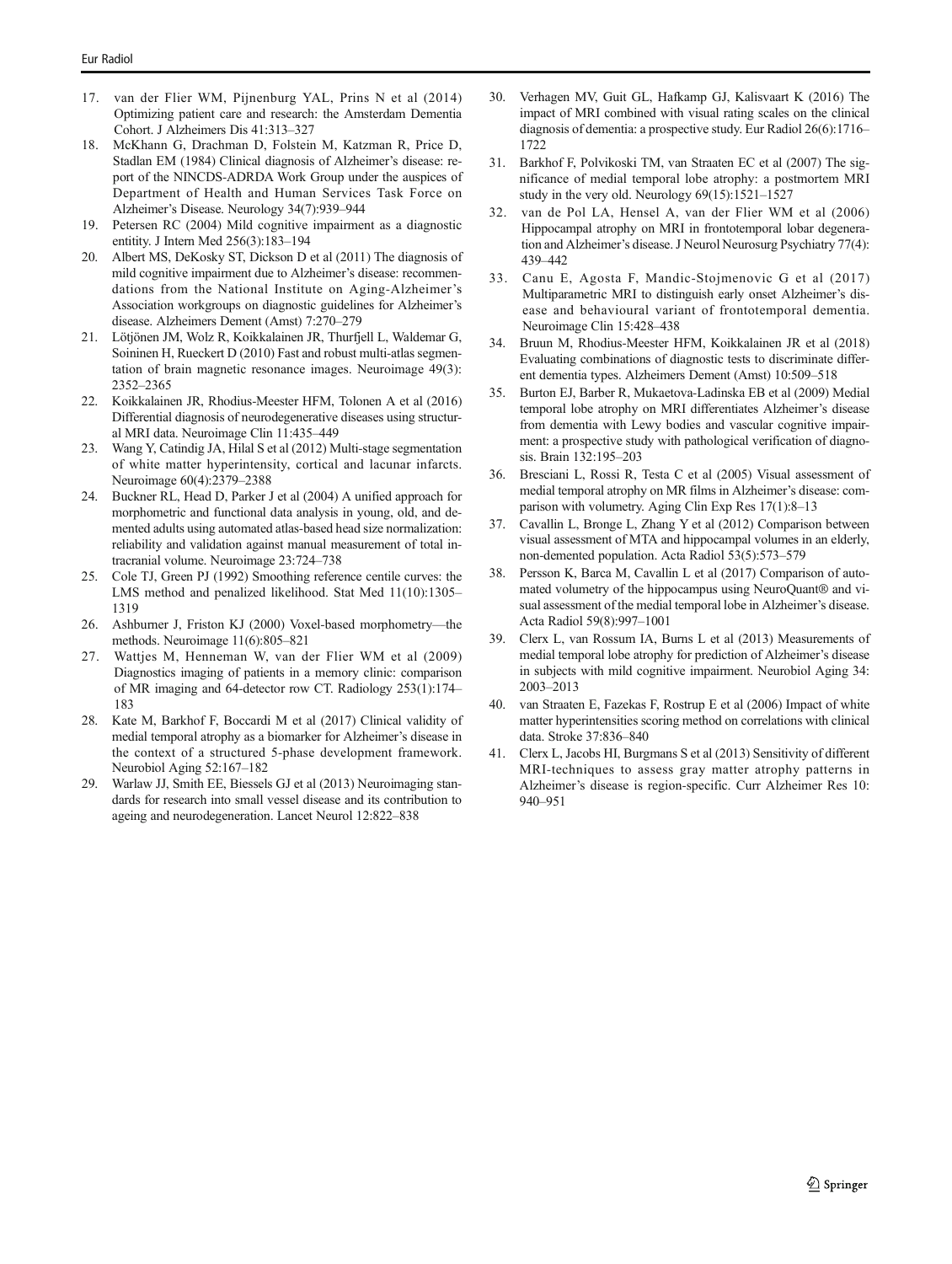17. van der Flier WM, Pijnenburg YAL, Prins N et al (2014) Optimizing patient care and research: the Amsterdam Dementia Cohort. J Alzheimers Dis 41:313–327
18. McKhann G, Drachman D, Folstein M, Katzman R, Price D, Stadlan EM (1984) Clinical diagnosis of Alzheimer's disease: report of the NINCDS-ADRDA Work Group under the auspices of Department of Health and Human Services Task Force on Alzheimer's Disease. Neurology 34(7):939–944
19. Petersen RC (2004) Mild cognitive impairment as a diagnostic entitity. J Intern Med 256(3):183–194
20. Albert MS, DeKosky ST, Dickson D et al (2011) The diagnosis of mild cognitive impairment due to Alzheimer's disease: recommendations from the National Institute on Aging-Alzheimer's Association workgroups on diagnostic guidelines for Alzheimer's disease. Alzheimers Dement (Amst) 7:270–279
21. Lötjönen JM, Wolz R, Koikkalainen JR, Thurfjell L, Waldemar G, Soininen H, Rueckert D (2010) Fast and robust multi-atlas segmentation of brain magnetic resonance images. Neuroimage 49(3): 2352–2365
22. Koikkalainen JR, Rhodius-Meester HFM, Tolonen A et al (2016) Differential diagnosis of neurodegenerative diseases using structural MRI data. Neuroimage Clin 11:435–449
23. Wang Y, Catindig JA, Hilal S et al (2012) Multi-stage segmentation of white matter hyperintensity, cortical and lacunar infarcts. Neuroimage 60(4):2379–2388
24. Buckner RL, Head D, Parker J et al (2004) A unified approach for morphometric and functional data analysis in young, old, and demented adults using automated atlas-based head size normalization: reliability and validation against manual measurement of total intracranial volume. Neuroimage 23:724–738
25. Cole TJ, Green PJ (1992) Smoothing reference centile curves: the LMS method and penalized likelihood. Stat Med 11(10):1305–1319
26. Ashburner J, Friston KJ (2000) Voxel-based morphometry—the methods. Neuroimage 11(6):805–821
27. Wattjes M, Henneman W, van der Flier WM et al (2009) Diagnostics imaging of patients in a memory clinic: comparison of MR imaging and 64-detector row CT. Radiology 253(1):174–183
28. Kate M, Barkhof F, Boccardi M et al (2017) Clinical validity of medial temporal atrophy as a biomarker for Alzheimer's disease in the context of a structured 5-phase development framework. Neurobiol Aging 52:167–182
29. Warlaw JJ, Smith EE, Biessels GJ et al (2013) Neuroimaging standards for research into small vessel disease and its contribution to ageing and neurodegeneration. Lancet Neurol 12:822–838
30. Verhagen MV, Guit GL, Hafkamp GJ, Kalisvaart K (2016) The impact of MRI combined with visual rating scales on the clinical diagnosis of dementia: a prospective study. Eur Radiol 26(6):1716–1722
31. Barkhof F, Polvikoski TM, van Straaten EC et al (2007) The significance of medial temporal lobe atrophy: a postmortem MRI study in the very old. Neurology 69(15):1521–1527
32. van de Pol LA, Hensel A, van der Flier WM et al (2006) Hippocampal atrophy on MRI in frontotemporal lobar degeneration and Alzheimer's disease. J Neurol Neurosurg Psychiatry 77(4): 439–442
33. Canu E, Agosta F, Mandic-Stojmenovic G et al (2017) Multiparametric MRI to distinguish early onset Alzheimer's disease and behavioural variant of frontotemporal dementia. Neuroimage Clin 15:428–438
34. Bruun M, Rhodius-Meester HFM, Koikkalainen JR et al (2018) Evaluating combinations of diagnostic tests to discriminate different dementia types. Alzheimers Dement (Amst) 10:509–518
35. Burton EJ, Barber R, Mukaetova-Ladinska EB et al (2009) Medial temporal lobe atrophy on MRI differentiates Alzheimer's disease from dementia with Lewy bodies and vascular cognitive impairment: a prospective study with pathological verification of diagnosis. Brain 132:195–203
36. Bresciani L, Rossi R, Testa C et al (2005) Visual assessment of medial temporal atrophy on MR films in Alzheimer's disease: comparison with volumetry. Aging Clin Exp Res 17(1):8–13
37. Cavallin L, Bronge L, Zhang Y et al (2012) Comparison between visual assessment of MTA and hippocampal volumes in an elderly, non-demented population. Acta Radiol 53(5):573–579
38. Persson K, Barca M, Cavallin L et al (2017) Comparison of automated volumetry of the hippocampus using NeuroQuant® and visual assessment of the medial temporal lobe in Alzheimer's disease. Acta Radiol 59(8):997–1001
39. Clerx L, van Rossum IA, Burns L et al (2013) Measurements of medial temporal lobe atrophy for prediction of Alzheimer's disease in subjects with mild cognitive impairment. Neurobiol Aging 34: 2003–2013
40. van Straaten E, Fazekas F, Rostrup E et al (2006) Impact of white matter hyperintensities scoring method on correlations with clinical data. Stroke 37:836–840
41. Clerx L, Jacobs HI, Burgmans S et al (2013) Sensitivity of different MRI-techniques to assess gray matter atrophy patterns in Alzheimer's disease is region-specific. Curr Alzheimer Res 10: 940–951